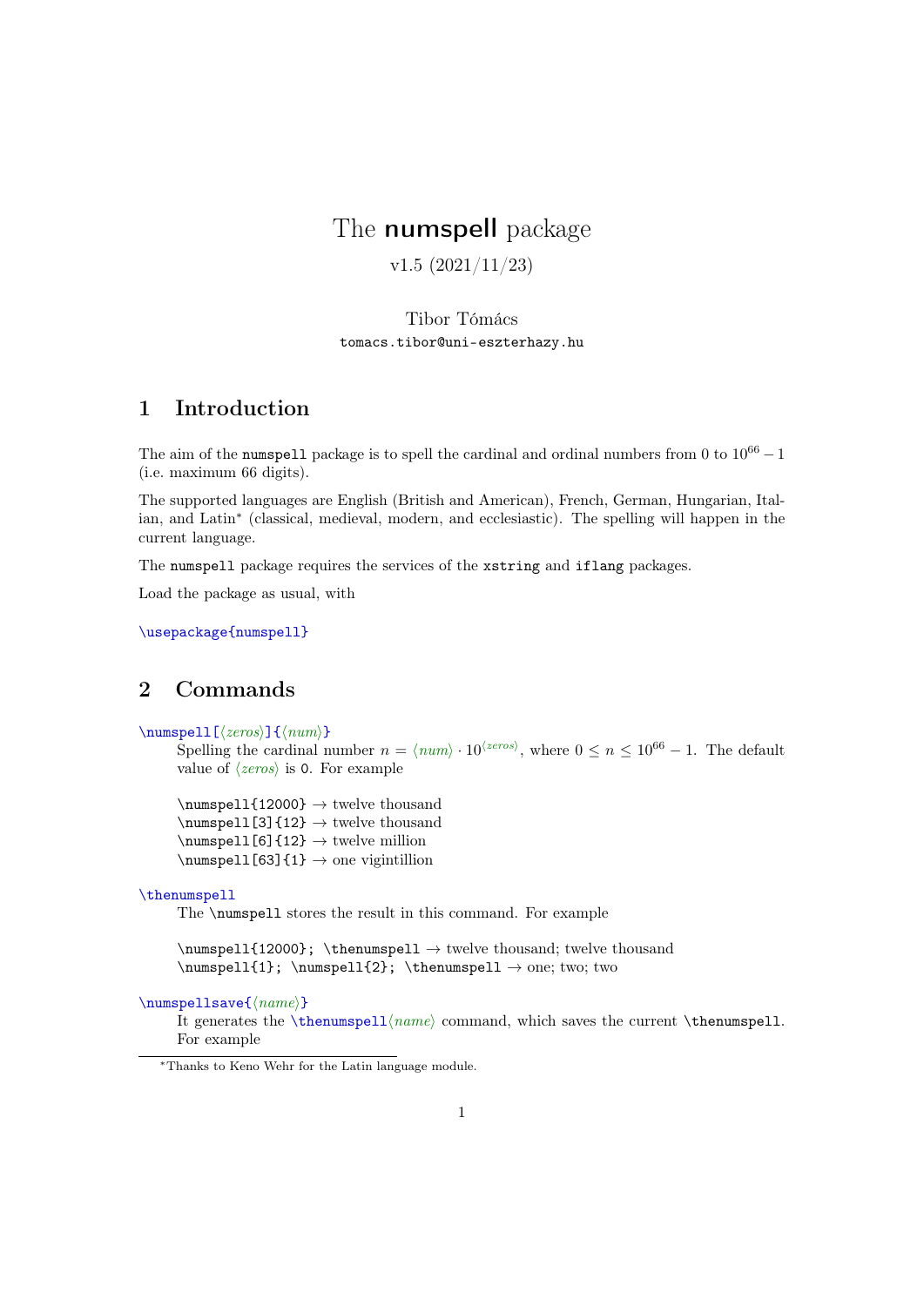# The **numspell** package

v1.5 (2021/11/23)

Tibor Tómács

`tomacs.tibor@uni-eszterhazy.hu`

## 1 Introduction

The aim of the `numspell` package is to spell the cardinal and ordinal numbers from 0 to $10^{66} - 1$ (i.e. maximum 66 digits).

The supported languages are English (British and American), French, German, Hungarian, Italian, and Latin* (classical, medieval, modern, and ecclesiastic). The spelling will happen in the current language.

The `numspell` package requires the services of the `xstring` and `iflang` packages.

Load the package as usual, with

```
\usepackage{numspell}
```

## 2 Commands

`\numspell[⟨zeros⟩]{⟨num⟩}`

Spelling the cardinal number $n = \langle num \rangle \cdot 10^{\langle zeros \rangle}$, where $0 \le n \le 10^{66} - 1$. The default value of ⟨*zeros*⟩ is `0`. For example

`\numspell{12000}` → twelve thousand
`\numspell[3]{12}` → twelve thousand
`\numspell[6]{12}` → twelve million
`\numspell[63]{1}` → one vigintillion

`\thenumspell`

The `\numspell` stores the result in this command. For example

`\numspell{12000}; \thenumspell` → twelve thousand; twelve thousand
`\numspell{1}; \numspell{2}; \thenumspell` → one; two; two

`\numspellsave{⟨name⟩}`

It generates the `\thenumspell⟨name⟩` command, which saves the current `\thenumspell`. For example

*Thanks to Keno Wehr for the Latin language module.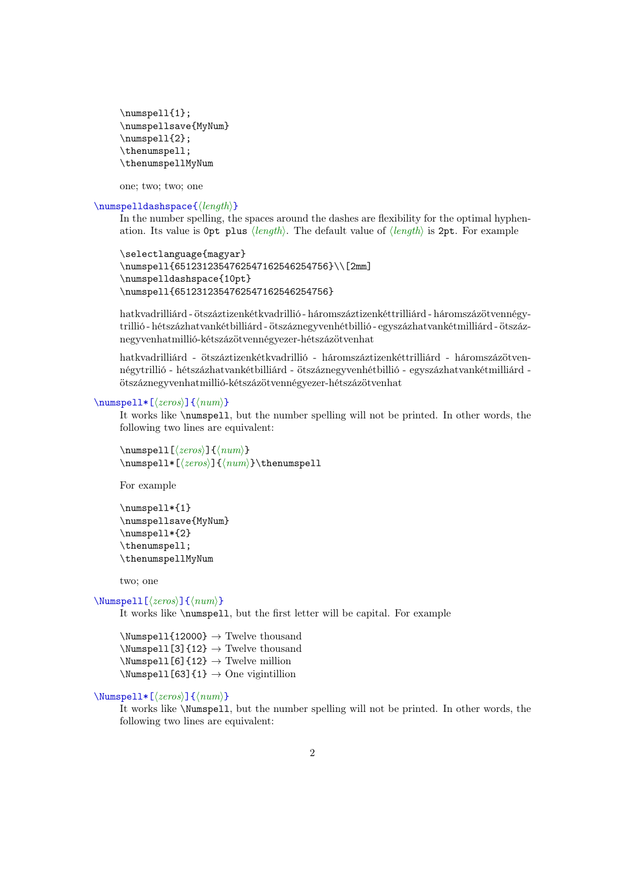```
\numspell{1};
\numspellsave{MyNum}
\numspell{2};
\thenumspell;
\thenumspellMyNum
```

one; two; two; one

**\numspelldashspace{⟨length⟩}**

In the number spelling, the spaces around the dashes are flexibility for the optimal hyphenation. Its value is `0pt plus` ⟨*length*⟩. The default value of ⟨*length*⟩ is `2pt`. For example

```
\selectlanguage{magyar}
\numspell{6512312354762547162546254756}\\[2mm]
\numspelldashspace{10pt}
\numspell{6512312354762547162546254756}
```

hatkvadrilliárd - ötszáztizenkétkvadrillió - háromszáztizenkéttrilliárd - háromszázötvennégytrillió - hétszázhatvankétbilliárd - ötszáznegyvenhétbillió - egyszázhatvankétmilliárd - ötszáznegyvenhatmillió-kétszázötvennégyezer-hétszázötvenhat

hatkvadrilliárd - ötszáztizenkétkvadrillió - háromszáztizenkéttrilliárd - háromszázötvennégytrillió - hétszázhatvankétbilliárd - ötszáznegyvenhétbillió - egyszázhatvankétmilliárd - ötszáznegyvenhatmillió-kétszázötvennégyezer-hétszázötvenhat

**\numspell*[⟨zeros⟩]{⟨num⟩}**

It works like `\numspell`, but the number spelling will not be printed. In other words, the following two lines are equivalent:

```
\numspell[⟨zeros⟩]{⟨num⟩}
\numspell*[⟨zeros⟩]{⟨num⟩}\thenumspell
```

For example

```
\numspell*{1}
\numspellsave{MyNum}
\numspell*{2}
\thenumspell;
\thenumspellMyNum
```

two; one

**\Numspell[⟨zeros⟩]{⟨num⟩}**

It works like `\numspell`, but the first letter will be capital. For example

`\Numspell{12000}` → Twelve thousand
`\Numspell[3]{12}` → Twelve thousand
`\Numspell[6]{12}` → Twelve million
`\Numspell[63]{1}` → One vigintillion

**\Numspell*[⟨zeros⟩]{⟨num⟩}**

It works like `\Numspell`, but the number spelling will not be printed. In other words, the following two lines are equivalent: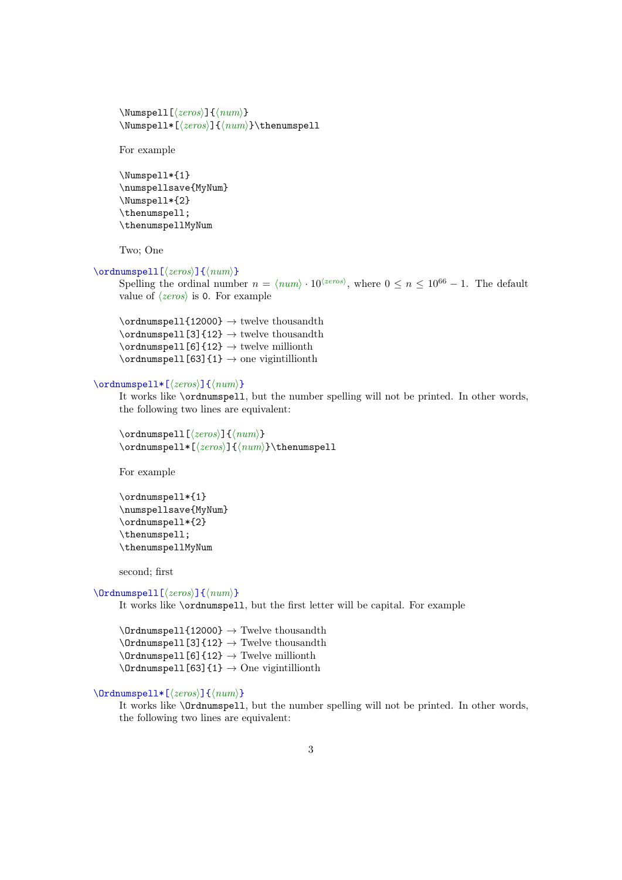```
\Numspell[⟨zeros⟩]{⟨num⟩}
\Numspell*[⟨zeros⟩]{⟨num⟩}\thenumspell
```

For example

```
\Numspell*{1}
\numspellsave{MyNum}
\Numspell*{2}
\thenumspell;
\thenumspellMyNum
```

Two; One

`\ordnumspell[⟨zeros⟩]{⟨num⟩}`

Spelling the ordinal number $n = \langle num \rangle \cdot 10^{\langle zeros \rangle}$, where $0 \leq n \leq 10^{66} - 1$. The default value of ⟨*zeros*⟩ is `0`. For example

`\ordnumspell{12000}` → twelve thousandth
`\ordnumspell[3]{12}` → twelve thousandth
`\ordnumspell[6]{12}` → twelve millionth
`\ordnumspell[63]{1}` → one vigintillionth

`\ordnumspell*[⟨zeros⟩]{⟨num⟩}`

It works like `\ordnumspell`, but the number spelling will not be printed. In other words, the following two lines are equivalent:

```
\ordnumspell[⟨zeros⟩]{⟨num⟩}
\ordnumspell*[⟨zeros⟩]{⟨num⟩}\thenumspell
```

For example

```
\ordnumspell*{1}
\numspellsave{MyNum}
\ordnumspell*{2}
\thenumspell;
\thenumspellMyNum
```

second; first

`\Ordnumspell[⟨zeros⟩]{⟨num⟩}`

It works like `\ordnumspell`, but the first letter will be capital. For example

`\Ordnumspell{12000}` → Twelve thousandth
`\Ordnumspell[3]{12}` → Twelve thousandth
`\Ordnumspell[6]{12}` → Twelve millionth
`\Ordnumspell[63]{1}` → One vigintillionth

`\Ordnumspell*[⟨zeros⟩]{⟨num⟩}`

It works like `\Ordnumspell`, but the number spelling will not be printed. In other words, the following two lines are equivalent: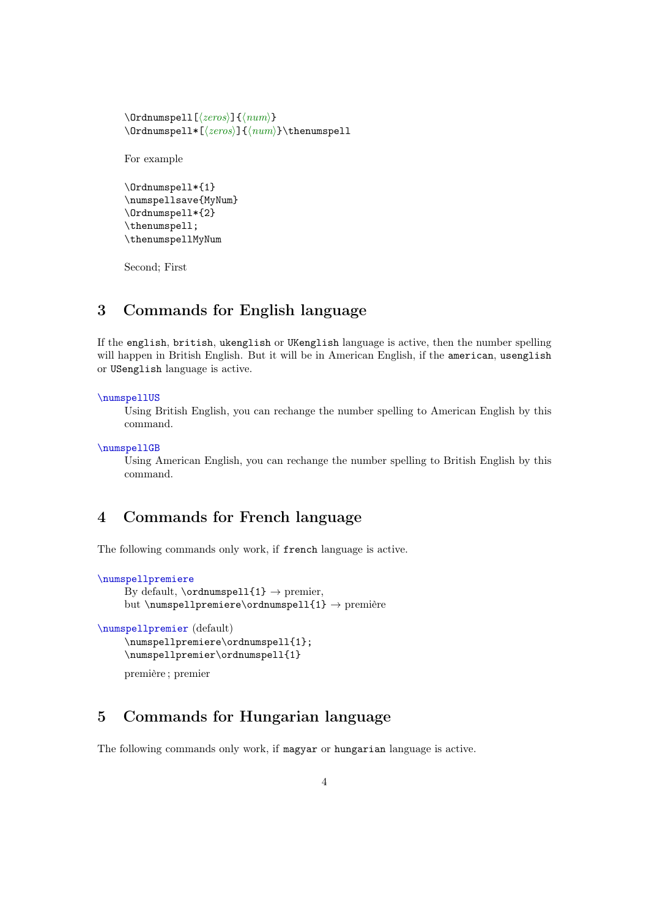```
\Ordnumspell[⟨zeros⟩]{⟨num⟩}
\Ordnumspell*[⟨zeros⟩]{⟨num⟩}\thenumspell
```

For example

```
\Ordnumspell*{1}
\numspellsave{MyNum}
\Ordnumspell*{2}
\thenumspell;
\thenumspellMyNum
```

Second; First

## 3 Commands for English language

If the `english`, `british`, `ukenglish` or `UKenglish` language is active, then the number spelling will happen in British English. But it will be in American English, if the `american`, `usenglish` or `USenglish` language is active.

`\numspellUS`
: Using British English, you can rechange the number spelling to American English by this command.

`\numspellGB`
: Using American English, you can rechange the number spelling to British English by this command.

## 4 Commands for French language

The following commands only work, if `french` language is active.

`\numspellpremiere`
: By default, `\ordnumspell{1}` → premier,
  but `\numspellpremiere\ordnumspell{1}` → première

`\numspellpremier` (default)

```
\numspellpremiere\ordnumspell{1};
\numspellpremier\ordnumspell{1}
```

première ; premier

## 5 Commands for Hungarian language

The following commands only work, if `magyar` or `hungarian` language is active.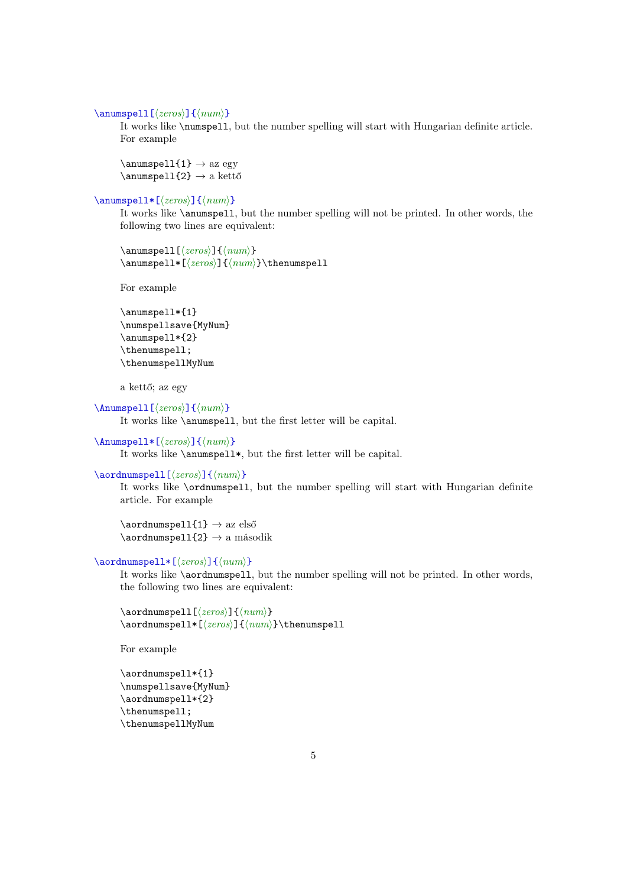`\anumspell[⟨zeros⟩]{⟨num⟩}`

It works like `\numspell`, but the number spelling will start with Hungarian definite article. For example

`\anumspell{1}` → az egy
`\anumspell{2}` → a kettő

`\anumspell*[⟨zeros⟩]{⟨num⟩}`

It works like `\anumspell`, but the number spelling will not be printed. In other words, the following two lines are equivalent:

```
\anumspell[⟨zeros⟩]{⟨num⟩}
\anumspell*[⟨zeros⟩]{⟨num⟩}\thenumspell
```

For example

```
\anumspell*{1}
\numspellsave{MyNum}
\anumspell*{2}
\thenumspell;
\thenumspellMyNum
```

a kettő; az egy

`\Anumspell[⟨zeros⟩]{⟨num⟩}`

It works like `\anumspell`, but the first letter will be capital.

`\Anumspell*[⟨zeros⟩]{⟨num⟩}`

It works like `\anumspell*`, but the first letter will be capital.

`\aordnumspell[⟨zeros⟩]{⟨num⟩}`

It works like `\ordnumspell`, but the number spelling will start with Hungarian definite article. For example

`\aordnumspell{1}` → az első
`\aordnumspell{2}` → a második

`\aordnumspell*[⟨zeros⟩]{⟨num⟩}`

It works like `\aordnumspell`, but the number spelling will not be printed. In other words, the following two lines are equivalent:

```
\aordnumspell[⟨zeros⟩]{⟨num⟩}
\aordnumspell*[⟨zeros⟩]{⟨num⟩}\thenumspell
```

For example

```
\aordnumspell*{1}
\numspellsave{MyNum}
\aordnumspell*{2}
\thenumspell;
\thenumspellMyNum
```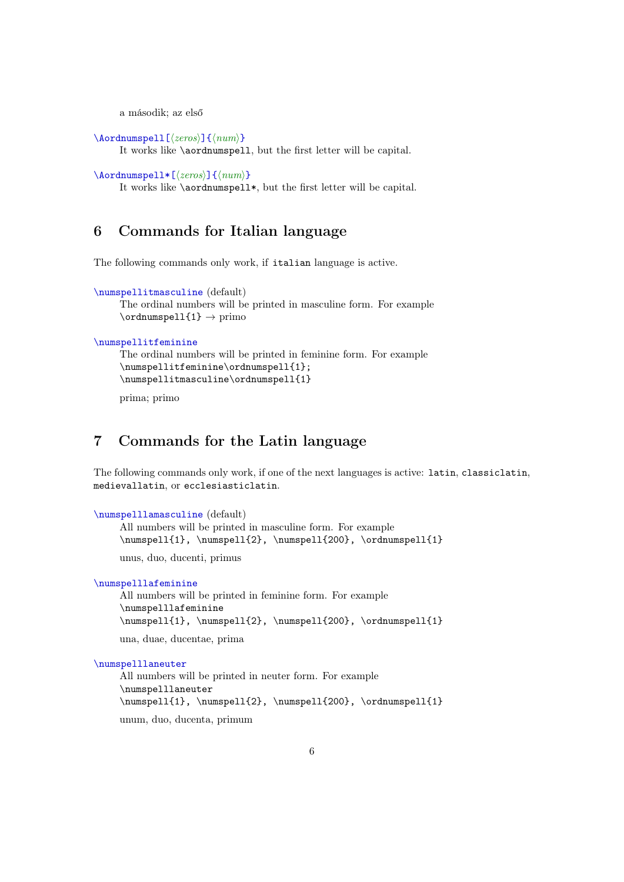a második; az első

`\Aordnumspell[⟨zeros⟩]{⟨num⟩}`
It works like `\aordnumspell`, but the first letter will be capital.

`\Aordnumspell*[⟨zeros⟩]{⟨num⟩}`
It works like `\aordnumspell*`, but the first letter will be capital.

## 6 Commands for Italian language

The following commands only work, if `italian` language is active.

`\numspellitmasculine` (default)
The ordinal numbers will be printed in masculine form. For example
`\ordnumspell{1}` → primo

`\numspellitfeminine`
The ordinal numbers will be printed in feminine form. For example

```
\numspellitfeminine\ordnumspell{1};
\numspellitmasculine\ordnumspell{1}
```

prima; primo

## 7 Commands for the Latin language

The following commands only work, if one of the next languages is active: `latin`, `classiclatin`, `medievallatin`, or `ecclesiasticlatin`.

`\numspelllamasculine` (default)
All numbers will be printed in masculine form. For example

```
\numspell{1}, \numspell{2}, \numspell{200}, \ordnumspell{1}
```

unus, duo, ducenti, primus

`\numspelllafeminine`
All numbers will be printed in feminine form. For example

```
\numspelllafeminine
\numspell{1}, \numspell{2}, \numspell{200}, \ordnumspell{1}
```

una, duae, ducentae, prima

`\numspelllaneuter`
All numbers will be printed in neuter form. For example

```
\numspelllaneuter
\numspell{1}, \numspell{2}, \numspell{200}, \ordnumspell{1}
```

unum, duo, ducenta, primum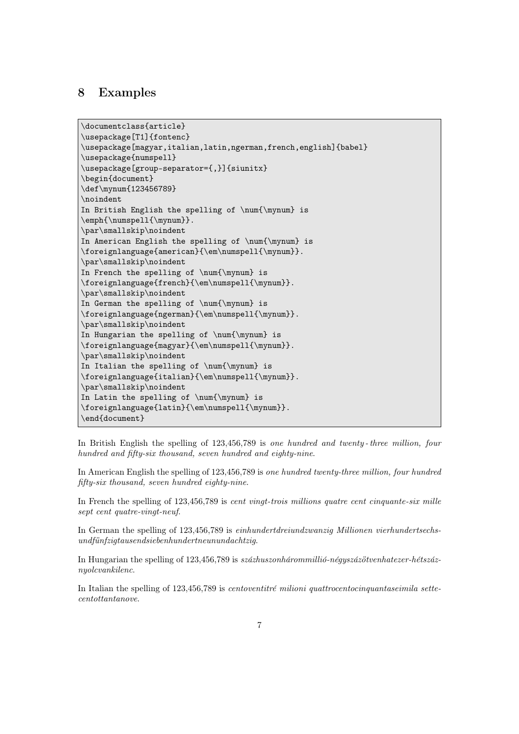## 8 Examples

```
\documentclass{article}
\usepackage[T1]{fontenc}
\usepackage[magyar,italian,latin,ngerman,french,english]{babel}
\usepackage{numspell}
\usepackage[group-separator={,}]{siunitx}
\begin{document}
\def\mynum{123456789}
\noindent
In British English the spelling of \num{\mynum} is
\emph{\numspell{\mynum}}.
\par\smallskip\noindent
In American English the spelling of \num{\mynum} is
\foreignlanguage{american}{\em\numspell{\mynum}}.
\par\smallskip\noindent
In French the spelling of \num{\mynum} is
\foreignlanguage{french}{\em\numspell{\mynum}}.
\par\smallskip\noindent
In German the spelling of \num{\mynum} is
\foreignlanguage{ngerman}{\em\numspell{\mynum}}.
\par\smallskip\noindent
In Hungarian the spelling of \num{\mynum} is
\foreignlanguage{magyar}{\em\numspell{\mynum}}.
\par\smallskip\noindent
In Italian the spelling of \num{\mynum} is
\foreignlanguage{italian}{\em\numspell{\mynum}}.
\par\smallskip\noindent
In Latin the spelling of \num{\mynum} is
\foreignlanguage{latin}{\em\numspell{\mynum}}.
\end{document}
```

In British English the spelling of 123,456,789 is *one hundred and twenty-three million, four hundred and fifty-six thousand, seven hundred and eighty-nine*.

In American English the spelling of 123,456,789 is *one hundred twenty-three million, four hundred fifty-six thousand, seven hundred eighty-nine*.

In French the spelling of 123,456,789 is *cent vingt-trois millions quatre cent cinquante-six mille sept cent quatre-vingt-neuf*.

In German the spelling of 123,456,789 is *einhundertdreiundzwanzig Millionen vierhundertsechsundfünfzigtausendsiebenhundertneunundachtzig*.

In Hungarian the spelling of 123,456,789 is *százhuszonhárommillió-négyszázötvenhatezer-hétszáznyolcvankilenc*.

In Italian the spelling of 123,456,789 is *centoventitré milioni quattrocentocinquantaseimila settecentottantanove*.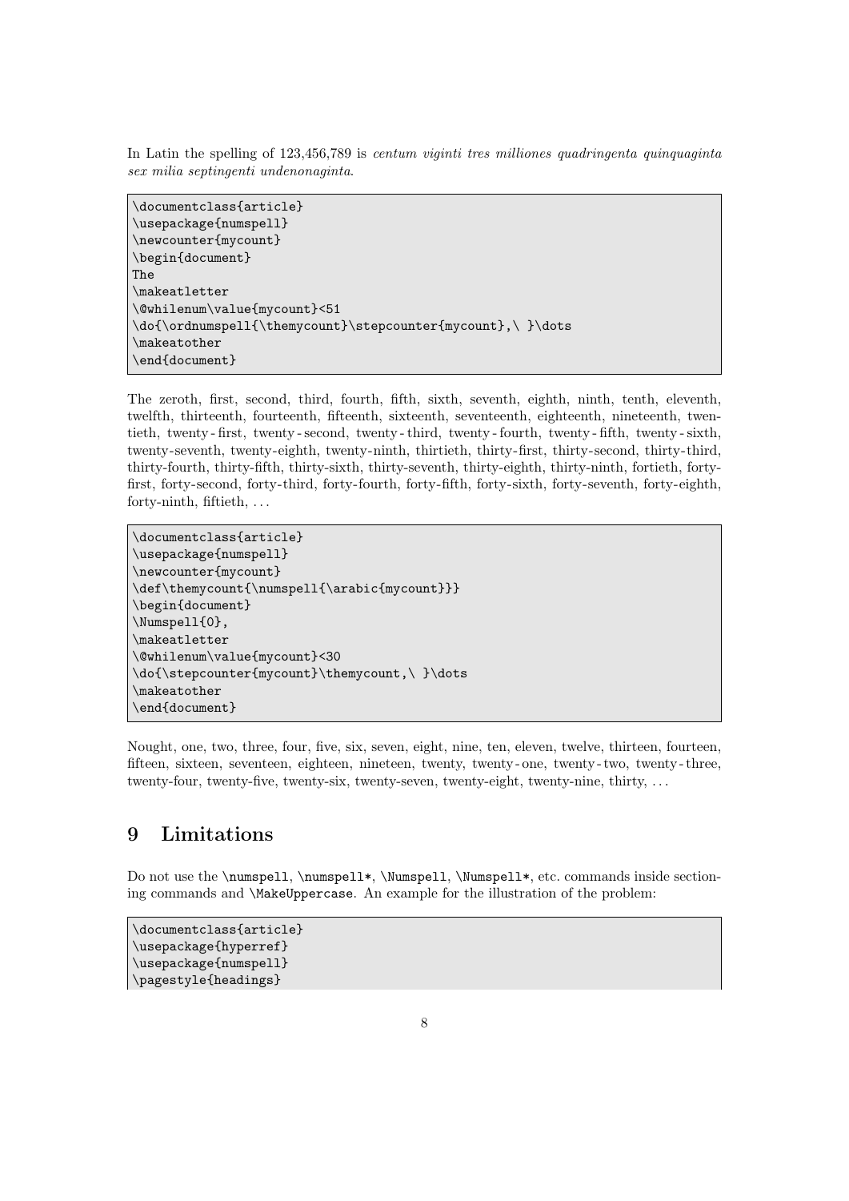In Latin the spelling of 123,456,789 is *centum viginti tres milliones quadringenta quinquaginta sex milia septingenti undenonaginta*.

```
\documentclass{article}
\usepackage{numspell}
\newcounter{mycount}
\begin{document}
The
\makeatletter
\@whilenum\value{mycount}<51
\do{\ordnumspell{\themycount}\stepcounter{mycount},\ }\dots
\makeatother
\end{document}
```

The zeroth, first, second, third, fourth, fifth, sixth, seventh, eighth, ninth, tenth, eleventh, twelfth, thirteenth, fourteenth, fifteenth, sixteenth, seventeenth, eighteenth, nineteenth, twentieth, twenty-first, twenty-second, twenty-third, twenty-fourth, twenty-fifth, twenty-sixth, twenty-seventh, twenty-eighth, twenty-ninth, thirtieth, thirty-first, thirty-second, thirty-third, thirty-fourth, thirty-fifth, thirty-sixth, thirty-seventh, thirty-eighth, thirty-ninth, fortieth, forty-first, forty-second, forty-third, forty-fourth, forty-fifth, forty-sixth, forty-seventh, forty-eighth, forty-ninth, fiftieth, . . .

```
\documentclass{article}
\usepackage{numspell}
\newcounter{mycount}
\def\themycount{\numspell{\arabic{mycount}}}
\begin{document}
\Numspell{0},
\makeatletter
\@whilenum\value{mycount}<30
\do{\stepcounter{mycount}\themycount,\ }\dots
\makeatother
\end{document}
```

Nought, one, two, three, four, five, six, seven, eight, nine, ten, eleven, twelve, thirteen, fourteen, fifteen, sixteen, seventeen, eighteen, nineteen, twenty, twenty-one, twenty-two, twenty-three, twenty-four, twenty-five, twenty-six, twenty-seven, twenty-eight, twenty-nine, thirty, . . .

## 9 Limitations

Do not use the `\numspell`, `\numspell*`, `\Numspell`, `\Numspell*`, etc. commands inside sectioning commands and `\MakeUppercase`. An example for the illustration of the problem:

```
\documentclass{article}
\usepackage{hyperref}
\usepackage{numspell}
\pagestyle{headings}
```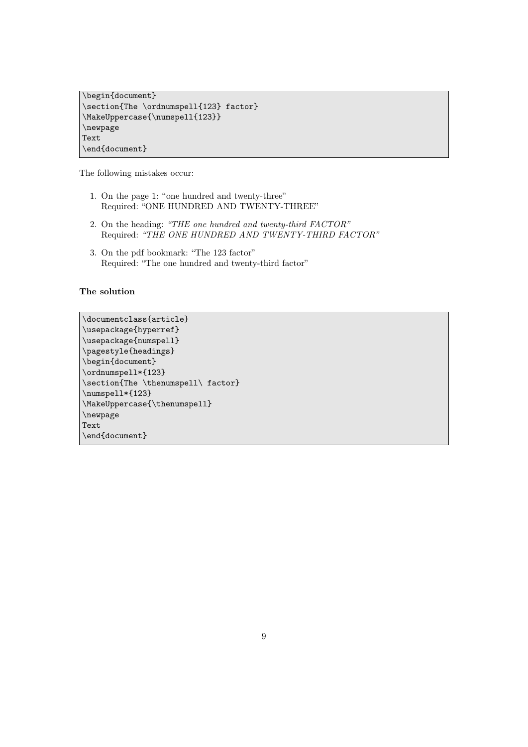```
\begin{document}
\section{The \ordnumspell{123} factor}
\MakeUppercase{\numspell{123}}
\newpage
Text
\end{document}
```

The following mistakes occur:

1. On the page 1: "one hundred and twenty-three"  
   Required: "ONE HUNDRED AND TWENTY-THREE"

2. On the heading: *"THE one hundred and twenty-third FACTOR"*  
   Required: *"THE ONE HUNDRED AND TWENTY-THIRD FACTOR"*

3. On the pdf bookmark: "The 123 factor"  
   Required: "The one hundred and twenty-third factor"

**The solution**

```
\documentclass{article}
\usepackage{hyperref}
\usepackage{numspell}
\pagestyle{headings}
\begin{document}
\ordnumspell*{123}
\section{The \thenumspell\ factor}
\numspell*{123}
\MakeUppercase{\thenumspell}
\newpage
Text
\end{document}
```